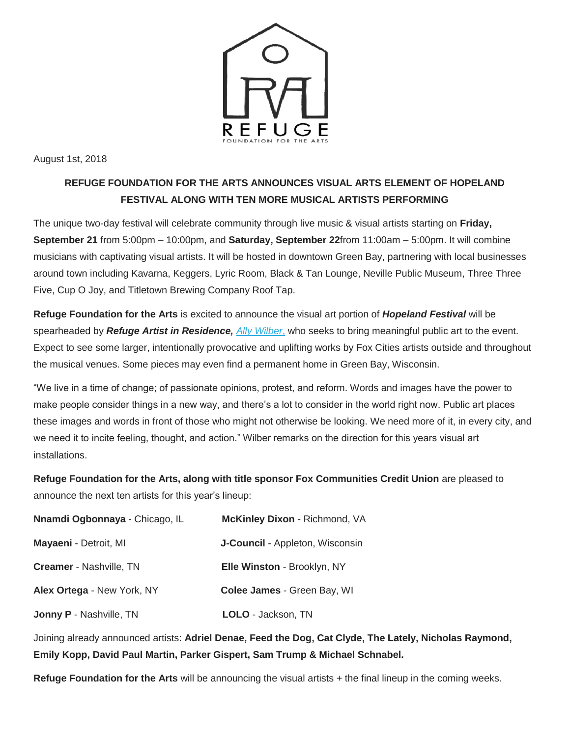REFUGE

FOUNDATION FOR THE ARTS

August 1st, 2018

## REFUGE FOUNDATION FOR THE ARTS ANNOUNCES VISUAL ARTS ELEMENT OF HOPELAND FESTIVAL ALONG WITH TEN MORE MUSICAL ARTISTS PERFORMING

The unique two-day festival will celebrate community through live music & visual artists starting on **Friday, September 21** from 5:00pm – 10:00pm, and **Saturday, September 22**from 11:00am – 5:00pm. It will combine musicians with captivating visual artists. It will be hosted in downtown Green Bay, partnering with local businesses around town including Kavarna, Keggers, Lyric Room, Black & Tan Lounge, Neville Public Museum, Three Three Five, Cup O Joy, and Titletown Brewing Company Roof Tap.

**Refuge Foundation for the Arts** is excited to announce the visual art portion of ***Hopeland Festival*** will be spearheaded by ***Refuge Artist in Residence,*** *Ally Wilber*, who seeks to bring meaningful public art to the event. Expect to see some larger, intentionally provocative and uplifting works by Fox Cities artists outside and throughout the musical venues. Some pieces may even find a permanent home in Green Bay, Wisconsin.

"We live in a time of change; of passionate opinions, protest, and reform. Words and images have the power to make people consider things in a new way, and there's a lot to consider in the world right now. Public art places these images and words in front of those who might not otherwise be looking. We need more of it, in every city, and we need it to incite feeling, thought, and action." Wilber remarks on the direction for this years visual art installations.

**Refuge Foundation for the Arts, along with title sponsor Fox Communities Credit Union** are pleased to announce the next ten artists for this year's lineup:

| | |
|---|---|
| **Nnamdi Ogbonnaya** - Chicago, IL | **McKinley Dixon** - Richmond, VA |
| **Mayaeni** - Detroit, MI | **J-Council** - Appleton, Wisconsin |
| **Creamer** - Nashville, TN | **Elle Winston** - Brooklyn, NY |
| **Alex Ortega** - New York, NY | **Colee James** - Green Bay, WI |
| **Jonny P** - Nashville, TN | **LOLO** - Jackson, TN |

Joining already announced artists: **Adriel Denae, Feed the Dog, Cat Clyde, The Lately, Nicholas Raymond, Emily Kopp, David Paul Martin, Parker Gispert, Sam Trump & Michael Schnabel.**

**Refuge Foundation for the Arts** will be announcing the visual artists + the final lineup in the coming weeks.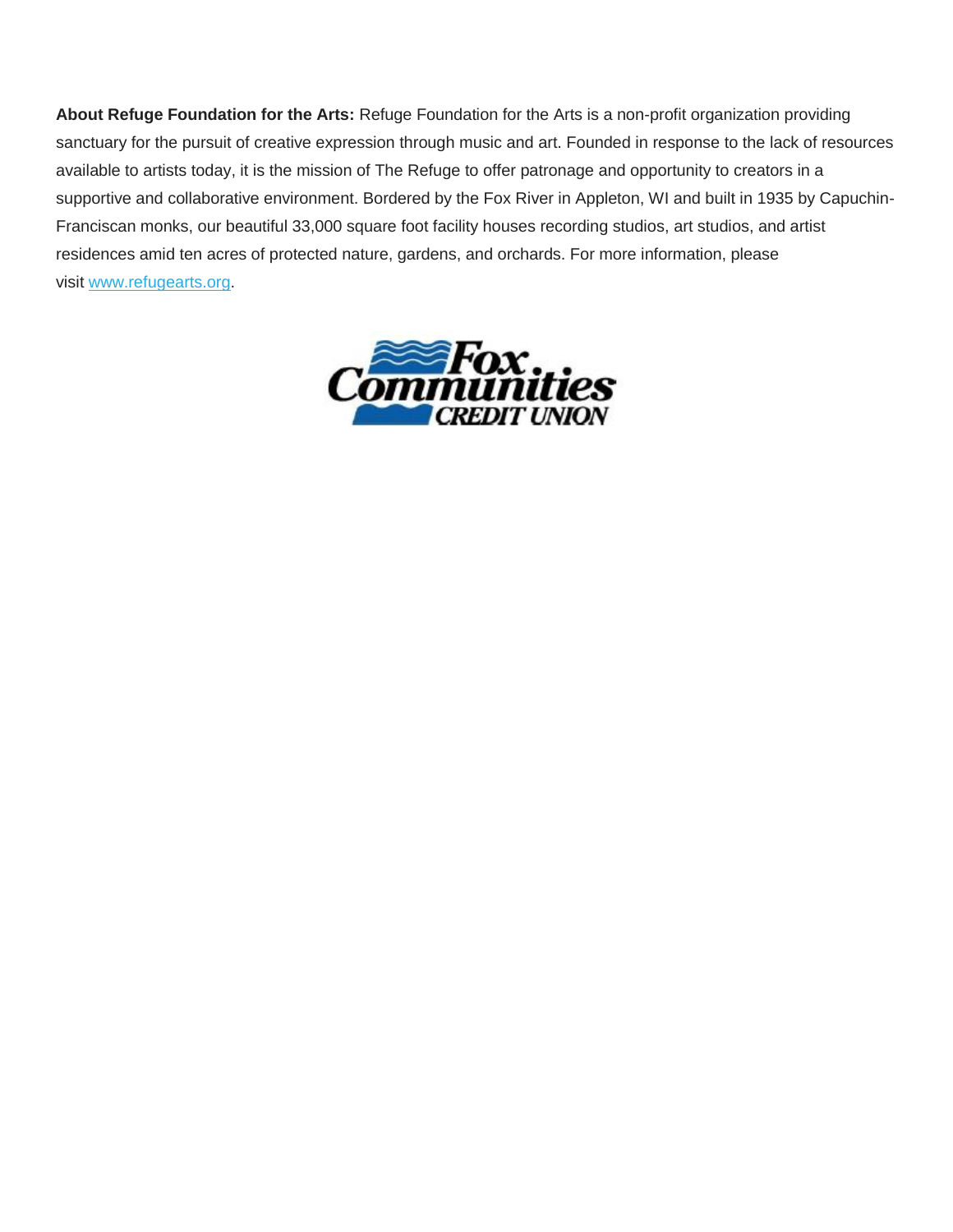**About Refuge Foundation for the Arts:** Refuge Foundation for the Arts is a non-profit organization providing sanctuary for the pursuit of creative expression through music and art. Founded in response to the lack of resources available to artists today, it is the mission of The Refuge to offer patronage and opportunity to creators in a supportive and collaborative environment. Bordered by the Fox River in Appleton, WI and built in 1935 by Capuchin-Franciscan monks, our beautiful 33,000 square foot facility houses recording studios, art studios, and artist residences amid ten acres of protected nature, gardens, and orchards. For more information, please visit [www.refugearts.org](http://www.refugearts.org).